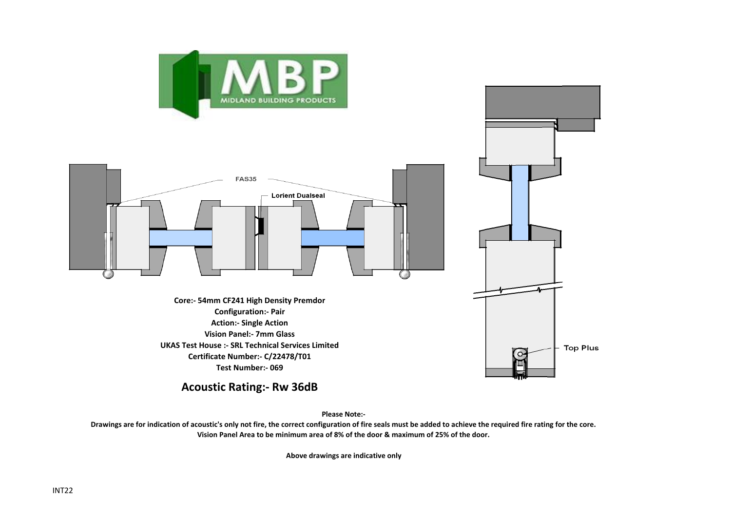FAS35

Lorient Dualseal

Top Plus

**Core:- 54mm CF241 High Density Premdor**
**Configuration:- Pair**
**Action:- Single Action**
**Vision Panel:- 7mm Glass**
**UKAS Test House :- SRL Technical Services Limited**
**Certificate Number:- C/22478/T01**
**Test Number:- 069**

## Acoustic Rating:- Rw 36dB

**Please Note:-**

**Drawings are for indication of acoustic's only not fire, the correct configuration of fire seals must be added to achieve the required fire rating for the core.**
**Vision Panel Area to be minimum area of 8% of the door & maximum of 25% of the door.**

**Above drawings are indicative only**

INT22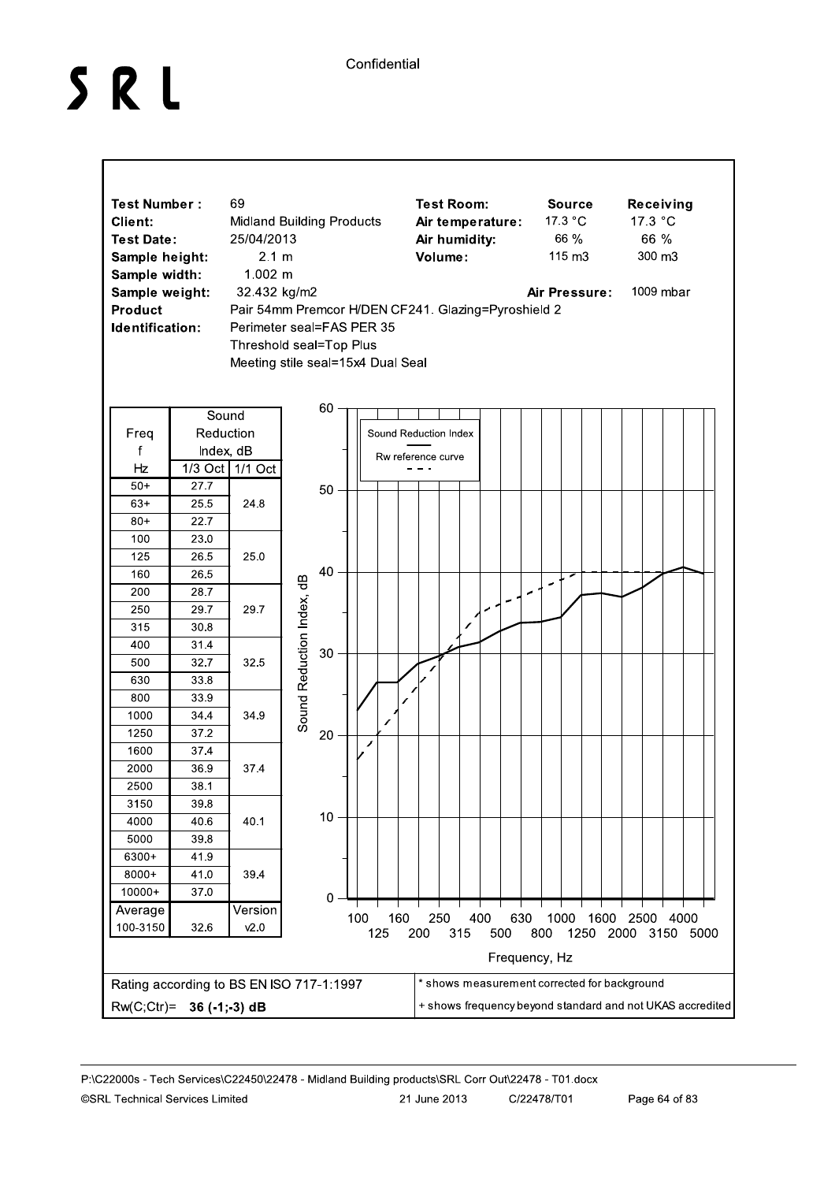SRL

Confidential

| | | | | | |
|---|---|---|---|---|---|
| **Test Number :** | 69 | **Test Room:** | **Source** | **Receiving** | |
| **Client:** | Midland Building Products | **Air temperature:** | 17.3 °C | 17.3 °C | |
| **Test Date:** | 25/04/2013 | **Air humidity:** | 66 % | 66 % | |
| **Sample height:** | 2.1 m | **Volume:** | 115 m3 | 300 m3 | |
| **Sample width:** | 1.002 m | | | | |
| **Sample weight:** | 32.432 kg/m2 | | **Air Pressure:** | 1009 mbar | |

**Product Identification:** Pair 54mm Premcor H/DEN CF241. Glazing=Pyroshield 2
Perimeter seal=FAS PER 35
Threshold seal=Top Plus
Meeting stile seal=15x4 Dual Seal

| Freq f Hz | Sound Reduction Index, dB 1/3 Oct | 1/1 Oct |
|---|---|---|
| 50+ | 27.7 | |
| 63+ | 25.5 | 24.8 |
| 80+ | 22.7 | |
| 100 | 23.0 | |
| 125 | 26.5 | 25.0 |
| 160 | 26.5 | |
| 200 | 28.7 | |
| 250 | 29.7 | 29.7 |
| 315 | 30.8 | |
| 400 | 31.4 | |
| 500 | 32.7 | 32.5 |
| 630 | 33.8 | |
| 800 | 33.9 | |
| 1000 | 34.4 | 34.9 |
| 1250 | 37.2 | |
| 1600 | 37.4 | |
| 2000 | 36.9 | 37.4 |
| 2500 | 38.1 | |
| 3150 | 39.8 | |
| 4000 | 40.6 | 40.1 |
| 5000 | 39.8 | |
| 6300+ | 41.9 | |
| 8000+ | 41.0 | 39.4 |
| 10000+ | 37.0 | |
| Average 100-3150 | 32.6 | Version v2.0 |

Sound Reduction Index

Rw reference curve

Sound Reduction Index, dB

60
50
40
30
20
10
0

100 125 160 200 250 315 400 500 630 800 1000 1250 1600 2000 2500 3150 4000 5000

Frequency, Hz

Rating according to BS EN ISO 717-1:1997

Rw(C;Ctr)= **36 (-1;-3) dB**

\* shows measurement corrected for background

+ shows frequency beyond standard and not UKAS accredited

P:\C22000s - Tech Services\C22450\22478 - Midland Building products\SRL Corr Out\22478 - T01.docx

©SRL Technical Services Limited 21 June 2013 C/22478/T01